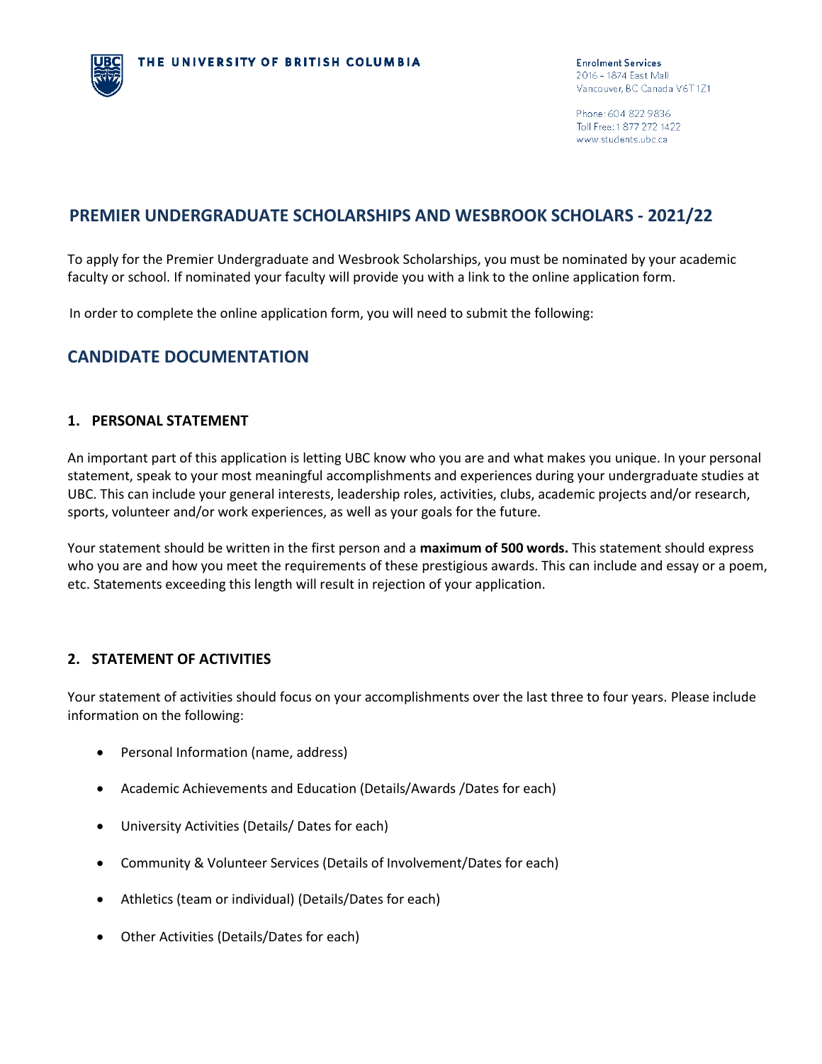THE UNIVERSITY OF BRITISH COLUMBIA

Enrolment Services
2016 – 1874 East Mall
Vancouver, BC Canada V6T 1Z1

Phone: 604 822 9836
Toll Free: 1 877 272 1422
www.students.ubc.ca

# PREMIER UNDERGRADUATE SCHOLARSHIPS AND WESBROOK SCHOLARS - 2021/22

To apply for the Premier Undergraduate and Wesbrook Scholarships, you must be nominated by your academic faculty or school. If nominated your faculty will provide you with a link to the online application form.

In order to complete the online application form, you will need to submit the following:

## CANDIDATE DOCUMENTATION

### 1. PERSONAL STATEMENT

An important part of this application is letting UBC know who you are and what makes you unique. In your personal statement, speak to your most meaningful accomplishments and experiences during your undergraduate studies at UBC. This can include your general interests, leadership roles, activities, clubs, academic projects and/or research, sports, volunteer and/or work experiences, as well as your goals for the future.

Your statement should be written in the first person and a **maximum of 500 words.** This statement should express who you are and how you meet the requirements of these prestigious awards. This can include and essay or a poem, etc. Statements exceeding this length will result in rejection of your application.

### 2. STATEMENT OF ACTIVITIES

Your statement of activities should focus on your accomplishments over the last three to four years. Please include information on the following:

- Personal Information (name, address)
- Academic Achievements and Education (Details/Awards /Dates for each)
- University Activities (Details/ Dates for each)
- Community & Volunteer Services (Details of Involvement/Dates for each)
- Athletics (team or individual) (Details/Dates for each)
- Other Activities (Details/Dates for each)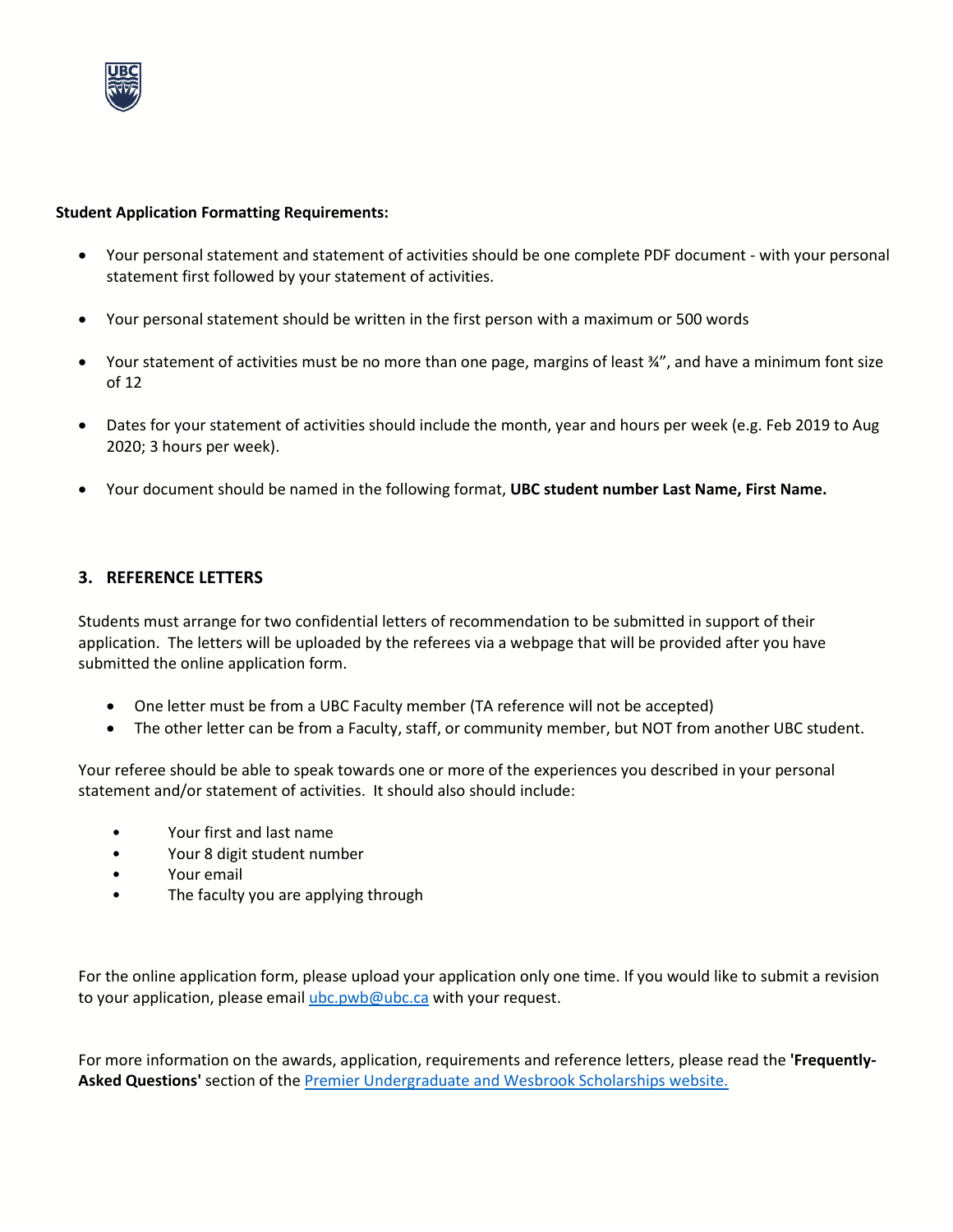**Student Application Formatting Requirements:**

- Your personal statement and statement of activities should be one complete PDF document - with your personal statement first followed by your statement of activities.
- Your personal statement should be written in the first person with a maximum or 500 words
- Your statement of activities must be no more than one page, margins of least ¾", and have a minimum font size of 12
- Dates for your statement of activities should include the month, year and hours per week (e.g. Feb 2019 to Aug 2020; 3 hours per week).
- Your document should be named in the following format, **UBC student number Last Name, First Name.**

## 3. REFERENCE LETTERS

Students must arrange for two confidential letters of recommendation to be submitted in support of their application. The letters will be uploaded by the referees via a webpage that will be provided after you have submitted the online application form.

- One letter must be from a UBC Faculty member (TA reference will not be accepted)
- The other letter can be from a Faculty, staff, or community member, but NOT from another UBC student.

Your referee should be able to speak towards one or more of the experiences you described in your personal statement and/or statement of activities. It should also should include:

- Your first and last name
- Your 8 digit student number
- Your email
- The faculty you are applying through

For the online application form, please upload your application only one time. If you would like to submit a revision to your application, please email [ubc.pwb@ubc.ca](mailto:ubc.pwb@ubc.ca) with your request.

For more information on the awards, application, requirements and reference letters, please read the **'Frequently-Asked Questions'** section of the [Premier Undergraduate and Wesbrook Scholarships website.]()